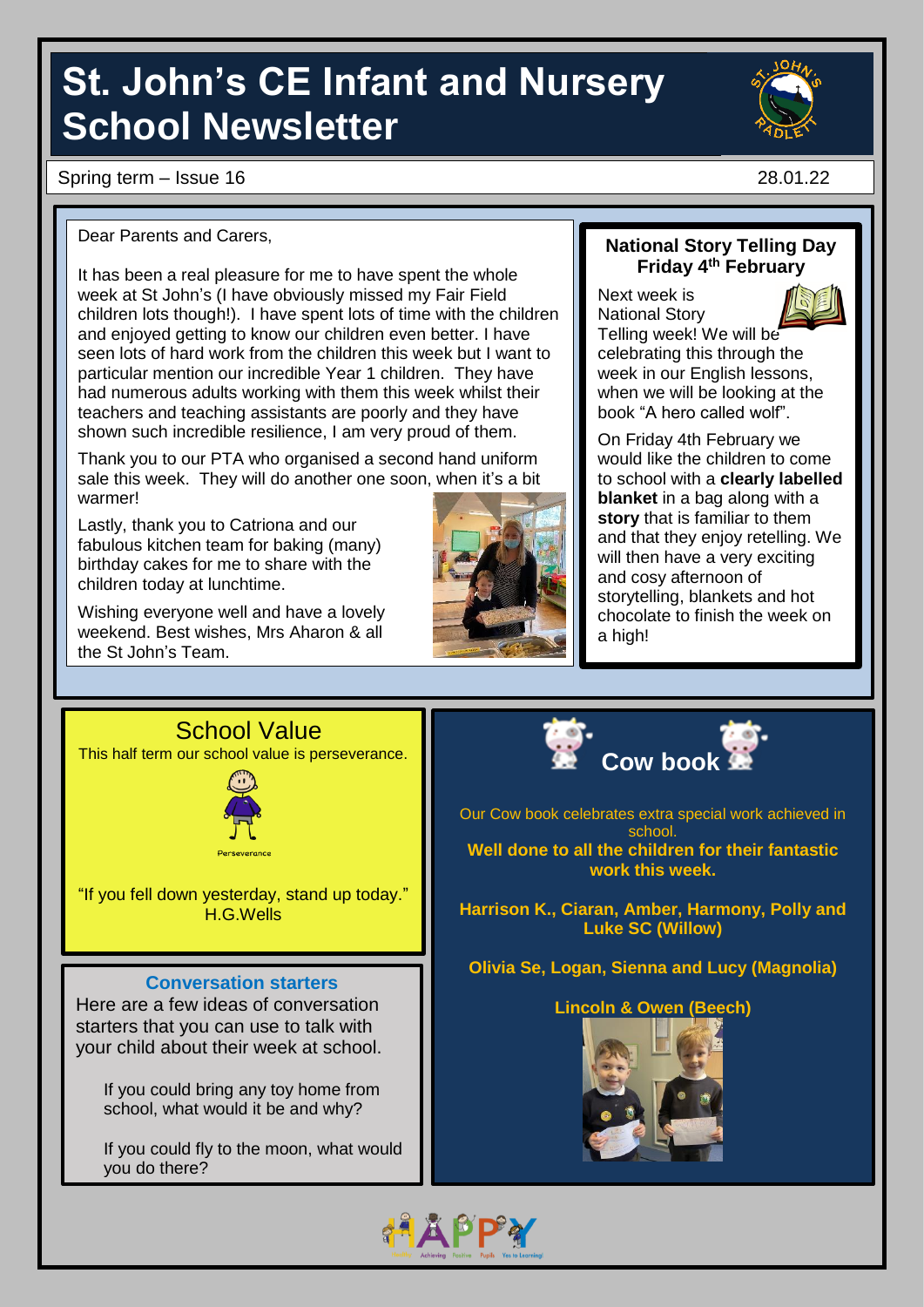# St. John's CE Infant and Nursery School Newsletter

Spring term – Issue 16 | 28.01.22

Dear Parents and Carers,

It has been a real pleasure for me to have spent the whole week at St John's (I have obviously missed my Fair Field children lots though!). I have spent lots of time with the children and enjoyed getting to know our children even better. I have seen lots of hard work from the children this week but I want to particular mention our incredible Year 1 children. They have had numerous adults working with them this week whilst their teachers and teaching assistants are poorly and they have shown such incredible resilience, I am very proud of them.

Thank you to our PTA who organised a second hand uniform sale this week. They will do another one soon, when it's a bit warmer!

Lastly, thank you to Catriona and our fabulous kitchen team for baking (many) birthday cakes for me to share with the children today at lunchtime.

Wishing everyone well and have a lovely weekend. Best wishes, Mrs Aharon & all the St John's Team.

## National Story Telling Day Friday 4th February

Next week is National Story Telling week! We will be celebrating this through the week in our English lessons, when we will be looking at the book "A hero called wolf".

On Friday 4th February we would like the children to come to school with a **clearly labelled blanket** in a bag along with a **story** that is familiar to them and that they enjoy retelling. We will then have a very exciting and cosy afternoon of storytelling, blankets and hot chocolate to finish the week on a high!

## School Value

This half term our school value is perseverance.

Perseverance

"If you fell down yesterday, stand up today." H.G.Wells

## Conversation starters

Here are a few ideas of conversation starters that you can use to talk with your child about their week at school.

If you could bring any toy home from school, what would it be and why?

If you could fly to the moon, what would you do there?

## Cow book

Our Cow book celebrates extra special work achieved in school.

**Well done to all the children for their fantastic work this week.**

**Harrison K., Ciaran, Amber, Harmony, Polly and Luke SC (Willow)**

**Olivia Se, Logan, Sienna and Lucy (Magnolia)**

**Lincoln & Owen (Beech)**

HAPPY

Achieving Positive Pupils Yes to Learning!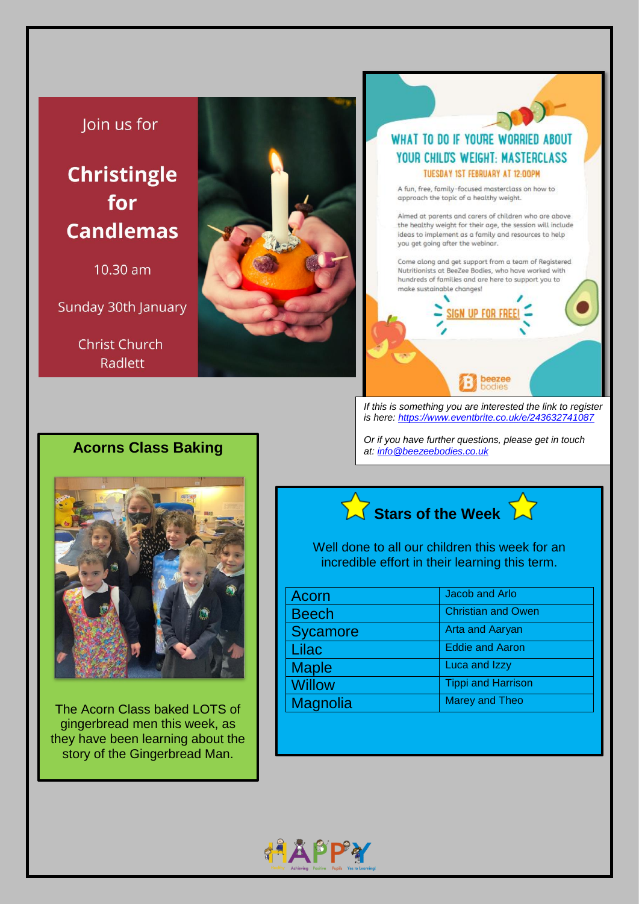Join us for

## Christingle for Candlemas

10.30 am

Sunday 30th January

Christ Church Radlett

## WHAT TO DO IF YOU'RE WORRIED ABOUT YOUR CHILD'S WEIGHT: MASTERCLASS

### TUESDAY 1ST FEBRUARY AT 12:00PM

A fun, free, family-focused masterclass on how to approach the topic of a healthy weight.

Aimed at parents and carers of children who are above the healthy weight for their age, the session will include ideas to implement as a family and resources to help you get going after the webinar.

Come along and get support from a team of Registered Nutritionists at BeeZee Bodies, who have worked with hundreds of families and are here to support you to make sustainable changes!

SIGN UP FOR FREE!

beezee bodies

*If this is something you are interested the link to register is here: https://www.eventbrite.co.uk/e/243632741087*

*Or if you have further questions, please get in touch at: info@beezeebodies.co.uk*

## Acorns Class Baking

The Acorn Class baked LOTS of gingerbread men this week, as they have been learning about the story of the Gingerbread Man.

## Stars of the Week

Well done to all our children this week for an incredible effort in their learning this term.

| Class | Stars |
|---|---|
| Acorn | Jacob and Arlo |
| Beech | Christian and Owen |
| Sycamore | Arta and Aaryan |
| Lilac | Eddie and Aaron |
| Maple | Luca and Izzy |
| Willow | Tippi and Harrison |
| Magnolia | Marey and Theo |

HAPPY

Healthy Achieving Positive Pupils Yes to Learning!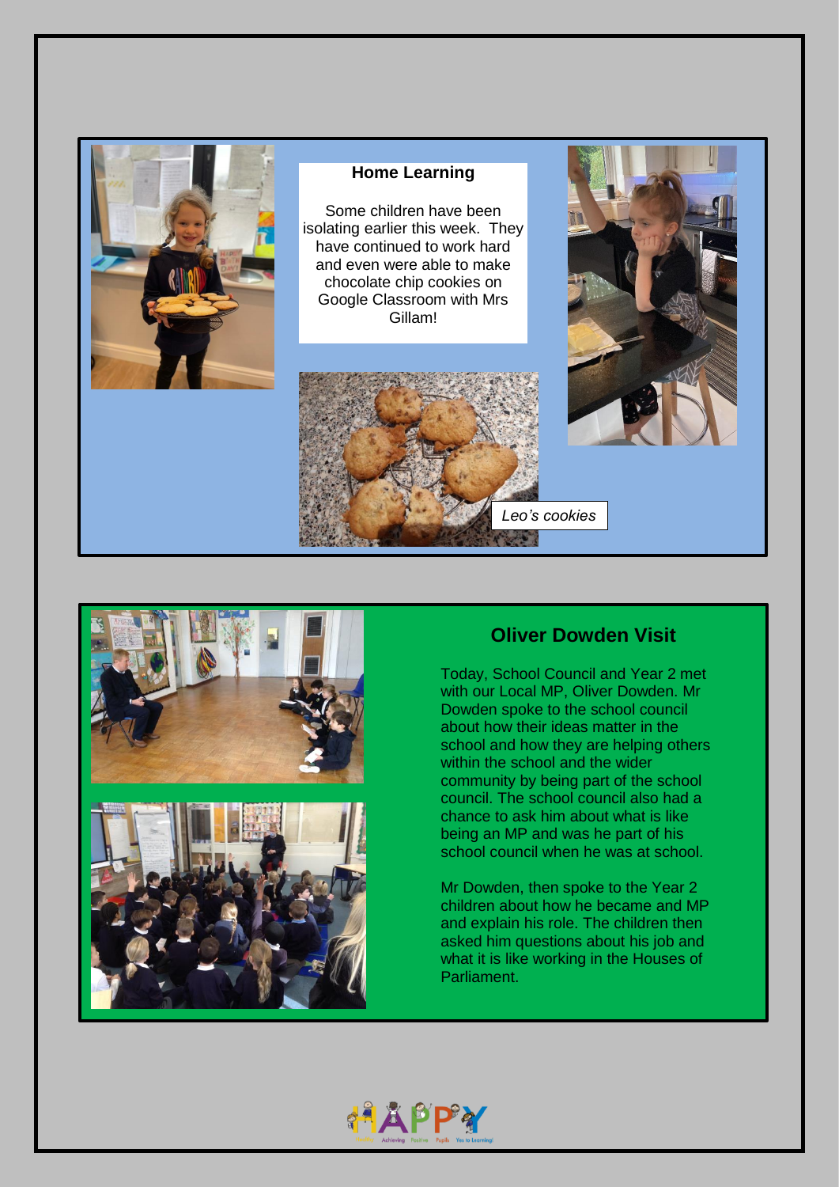## Home Learning

Some children have been isolating earlier this week. They have continued to work hard and even were able to make chocolate chip cookies on Google Classroom with Mrs Gillam!

*Leo's cookies*

## Oliver Dowden Visit

Today, School Council and Year 2 met with our Local MP, Oliver Dowden. Mr Dowden spoke to the school council about how their ideas matter in the school and how they are helping others within the school and the wider community by being part of the school council. The school council also had a chance to ask him about what is like being an MP and was he part of his school council when he was at school.

Mr Dowden, then spoke to the Year 2 children about how he became and MP and explain his role. The children then asked him questions about his job and what it is like working in the Houses of Parliament.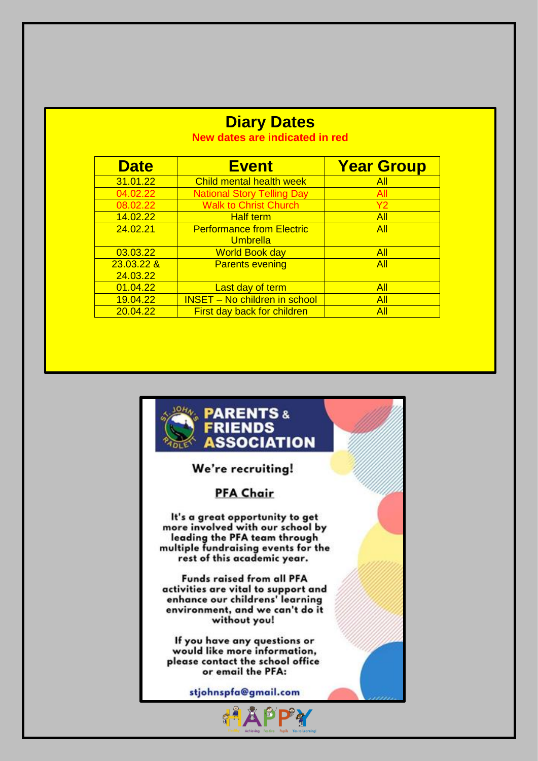## Diary Dates

**New dates are indicated in red**

| Date | Event | Year Group |
|---|---|---|
| 31.01.22 | Child mental health week | All |
| 04.02.22 | National Story Telling Day | All |
| 08.02.22 | Walk to Christ Church | Y2 |
| 14.02.22 | Half term | All |
| 24.02.21 | Performance from Electric Umbrella | All |
| 03.03.22 | World Book day | All |
| 23.03.22 & 24.03.22 | Parents evening | All |
| 01.04.22 | Last day of term | All |
| 19.04.22 | INSET – No children in school | All |
| 20.04.22 | First day back for children | All |

## PARENTS & FRIENDS ASSOCIATION

**We're recruiting!**

**PFA Chair**

It's a great opportunity to get more involved with our school by leading the PFA team through multiple fundraising events for the rest of this academic year.

Funds raised from all PFA activities are vital to support and enhance our childrens' learning environment, and we can't do it without you!

If you have any questions or would like more information, please contact the school office or email the PFA:

stjohnspfa@gmail.com